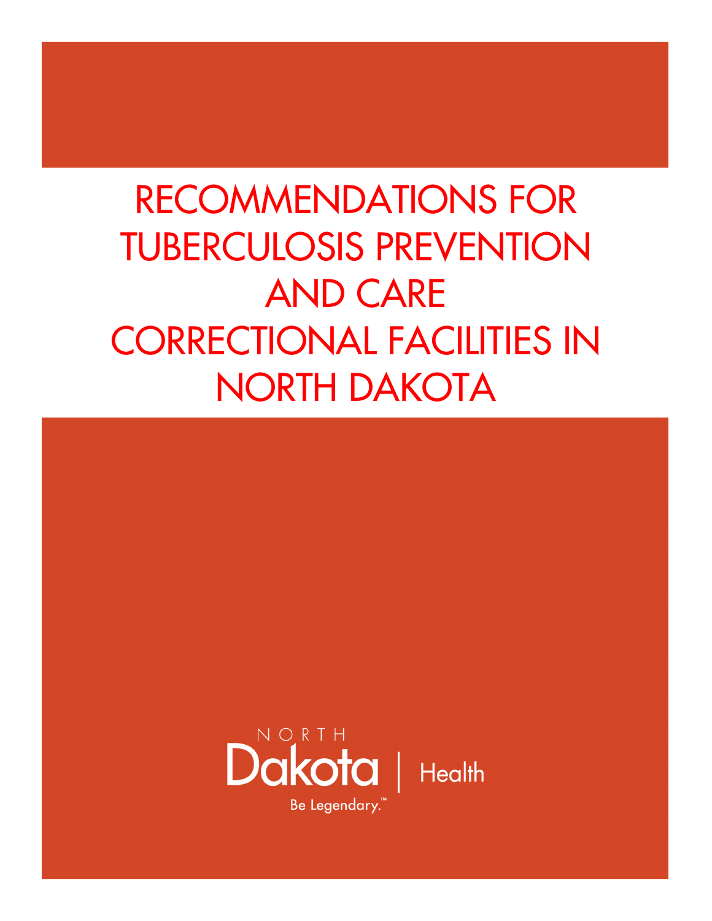# RECOMMENDATIONS FOR TUBERCULOSIS PREVENTION AND CARE CORRECTIONAL FACILITIES IN NORTH DAKOTA

NORTH Dakota | Health

Be Legendary.™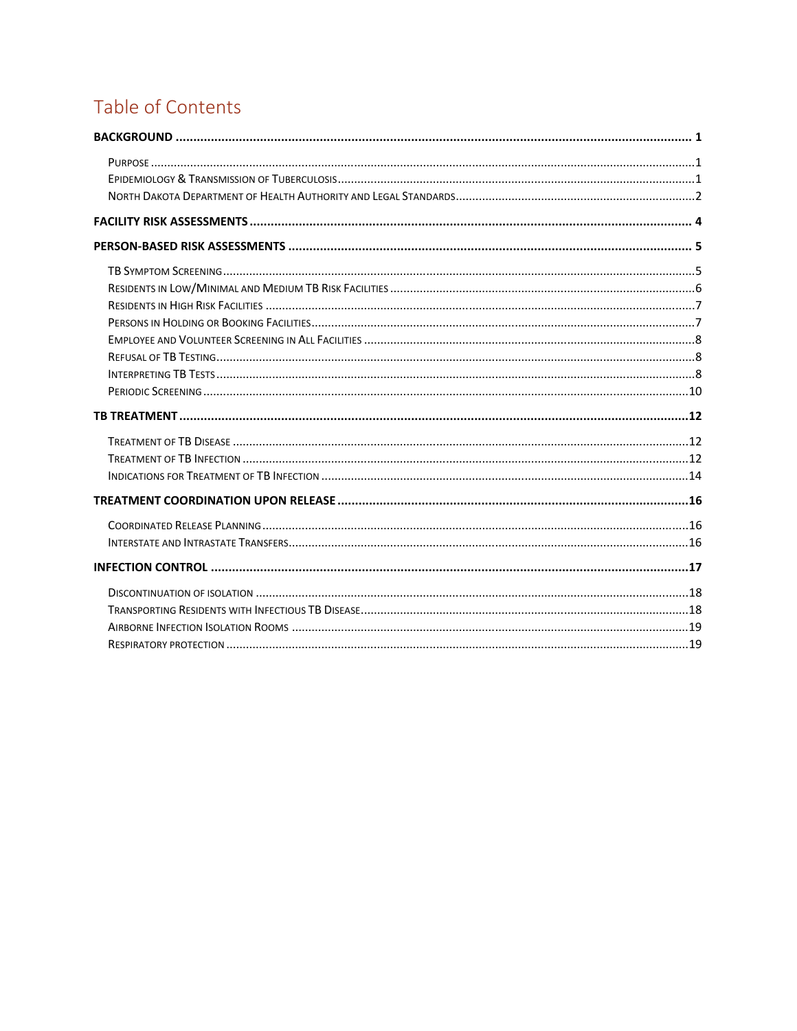# Table of Contents

**BACKGROUND** ..... 1

- Purpose ..... 1
- Epidemiology & Transmission of Tuberculosis ..... 1
- North Dakota Department of Health Authority and Legal Standards ..... 2

**FACILITY RISK ASSESSMENTS** ..... 4

**PERSON-BASED RISK ASSESSMENTS** ..... 5

- TB Symptom Screening ..... 5
- Residents in Low/Minimal and Medium TB Risk Facilities ..... 6
- Residents in High Risk Facilities ..... 7
- Persons in Holding or Booking Facilities ..... 7
- Employee and Volunteer Screening in All Facilities ..... 8
- Refusal of TB Testing ..... 8
- Interpreting TB Tests ..... 8
- Periodic Screening ..... 10

**TB TREATMENT** ..... 12

- Treatment of TB Disease ..... 12
- Treatment of TB Infection ..... 12
- Indications for Treatment of TB Infection ..... 14

**TREATMENT COORDINATION UPON RELEASE** ..... 16

- Coordinated Release Planning ..... 16
- Interstate and Intrastate Transfers ..... 16

**INFECTION CONTROL** ..... 17

- Discontinuation of isolation ..... 18
- Transporting Residents with Infectious TB Disease ..... 18
- Airborne Infection Isolation Rooms ..... 19
- Respiratory protection ..... 19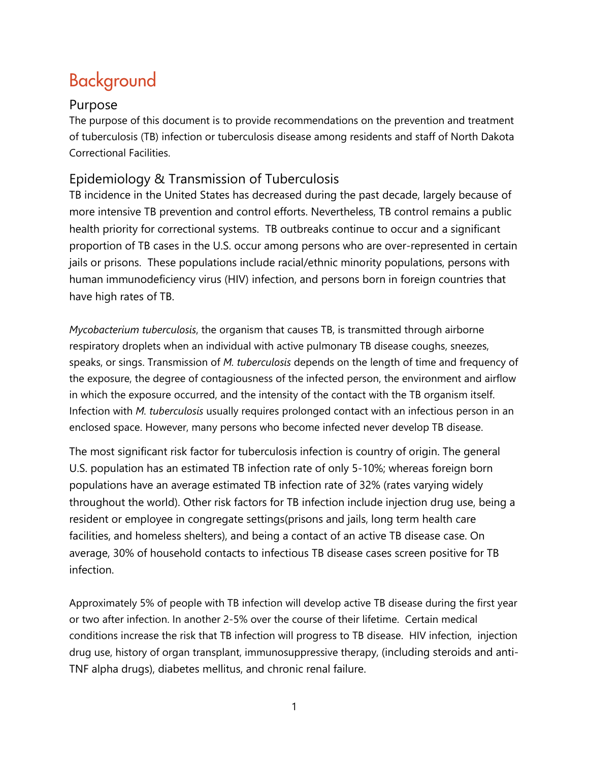# Background

## Purpose

The purpose of this document is to provide recommendations on the prevention and treatment of tuberculosis (TB) infection or tuberculosis disease among residents and staff of North Dakota Correctional Facilities.

## Epidemiology & Transmission of Tuberculosis

TB incidence in the United States has decreased during the past decade, largely because of more intensive TB prevention and control efforts. Nevertheless, TB control remains a public health priority for correctional systems. TB outbreaks continue to occur and a significant proportion of TB cases in the U.S. occur among persons who are over-represented in certain jails or prisons. These populations include racial/ethnic minority populations, persons with human immunodeficiency virus (HIV) infection, and persons born in foreign countries that have high rates of TB.

*Mycobacterium tuberculosis*, the organism that causes TB, is transmitted through airborne respiratory droplets when an individual with active pulmonary TB disease coughs, sneezes, speaks, or sings. Transmission of *M. tuberculosis* depends on the length of time and frequency of the exposure, the degree of contagiousness of the infected person, the environment and airflow in which the exposure occurred, and the intensity of the contact with the TB organism itself. Infection with *M. tuberculosis* usually requires prolonged contact with an infectious person in an enclosed space. However, many persons who become infected never develop TB disease.

The most significant risk factor for tuberculosis infection is country of origin. The general U.S. population has an estimated TB infection rate of only 5-10%; whereas foreign born populations have an average estimated TB infection rate of 32% (rates varying widely throughout the world). Other risk factors for TB infection include injection drug use, being a resident or employee in congregate settings(prisons and jails, long term health care facilities, and homeless shelters), and being a contact of an active TB disease case. On average, 30% of household contacts to infectious TB disease cases screen positive for TB infection.

Approximately 5% of people with TB infection will develop active TB disease during the first year or two after infection. In another 2-5% over the course of their lifetime. Certain medical conditions increase the risk that TB infection will progress to TB disease. HIV infection, injection drug use, history of organ transplant, immunosuppressive therapy, (including steroids and anti-TNF alpha drugs), diabetes mellitus, and chronic renal failure.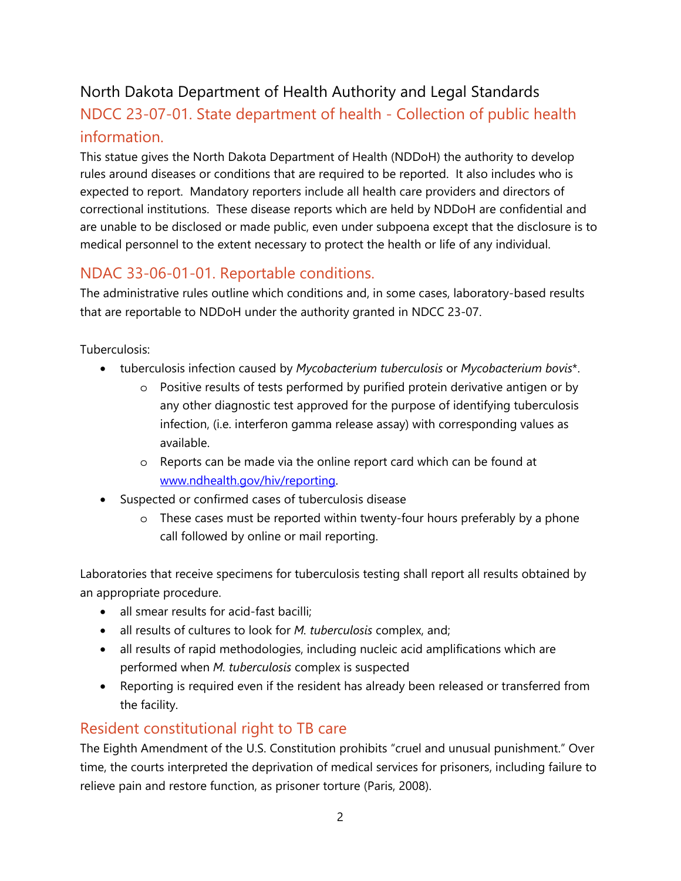# North Dakota Department of Health Authority and Legal Standards

## NDCC 23-07-01. State department of health - Collection of public health information.

This statue gives the North Dakota Department of Health (NDDoH) the authority to develop rules around diseases or conditions that are required to be reported. It also includes who is expected to report. Mandatory reporters include all health care providers and directors of correctional institutions. These disease reports which are held by NDDoH are confidential and are unable to be disclosed or made public, even under subpoena except that the disclosure is to medical personnel to the extent necessary to protect the health or life of any individual.

## NDAC 33-06-01-01. Reportable conditions.

The administrative rules outline which conditions and, in some cases, laboratory-based results that are reportable to NDDoH under the authority granted in NDCC 23-07.

Tuberculosis:

- tuberculosis infection caused by *Mycobacterium tuberculosis* or *Mycobacterium bovis*\*.
    - Positive results of tests performed by purified protein derivative antigen or by any other diagnostic test approved for the purpose of identifying tuberculosis infection, (i.e. interferon gamma release assay) with corresponding values as available.
    - Reports can be made via the online report card which can be found at [www.ndhealth.gov/hiv/reporting](www.ndhealth.gov/hiv/reporting).
- Suspected or confirmed cases of tuberculosis disease
    - These cases must be reported within twenty-four hours preferably by a phone call followed by online or mail reporting.

Laboratories that receive specimens for tuberculosis testing shall report all results obtained by an appropriate procedure.

- all smear results for acid-fast bacilli;
- all results of cultures to look for *M. tuberculosis* complex, and;
- all results of rapid methodologies, including nucleic acid amplifications which are performed when *M. tuberculosis* complex is suspected
- Reporting is required even if the resident has already been released or transferred from the facility.

## Resident constitutional right to TB care

The Eighth Amendment of the U.S. Constitution prohibits "cruel and unusual punishment." Over time, the courts interpreted the deprivation of medical services for prisoners, including failure to relieve pain and restore function, as prisoner torture (Paris, 2008).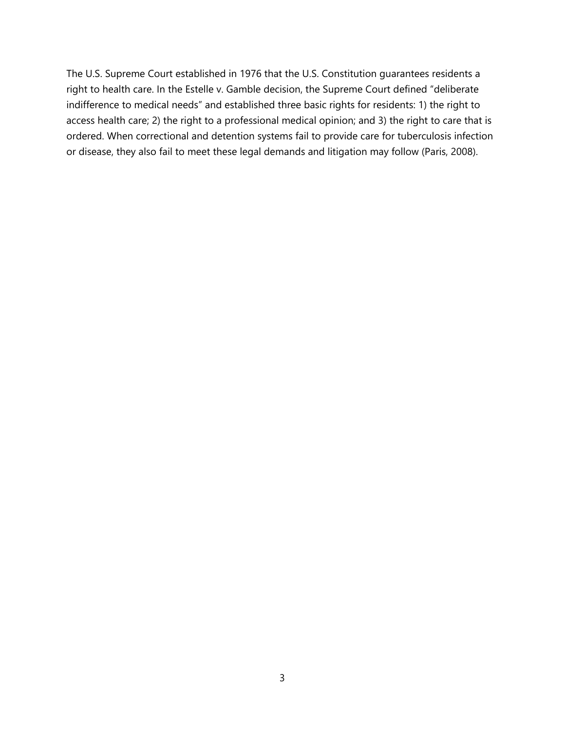The U.S. Supreme Court established in 1976 that the U.S. Constitution guarantees residents a right to health care. In the Estelle v. Gamble decision, the Supreme Court defined "deliberate indifference to medical needs" and established three basic rights for residents: 1) the right to access health care; 2) the right to a professional medical opinion; and 3) the right to care that is ordered. When correctional and detention systems fail to provide care for tuberculosis infection or disease, they also fail to meet these legal demands and litigation may follow (Paris, 2008).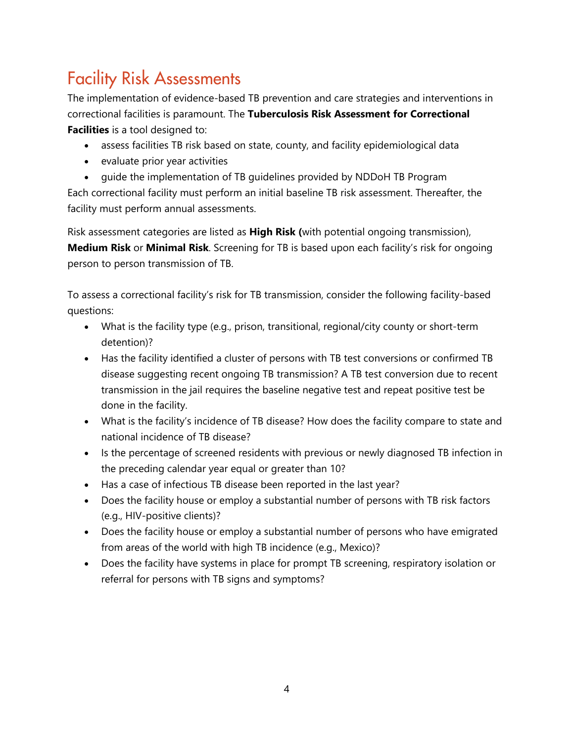# Facility Risk Assessments

The implementation of evidence-based TB prevention and care strategies and interventions in correctional facilities is paramount. The **Tuberculosis Risk Assessment for Correctional Facilities** is a tool designed to:

- assess facilities TB risk based on state, county, and facility epidemiological data
- evaluate prior year activities
- guide the implementation of TB guidelines provided by NDDoH TB Program

Each correctional facility must perform an initial baseline TB risk assessment. Thereafter, the facility must perform annual assessments.

Risk assessment categories are listed as **High Risk (**with potential ongoing transmission), **Medium Risk** or **Minimal Risk**. Screening for TB is based upon each facility's risk for ongoing person to person transmission of TB.

To assess a correctional facility's risk for TB transmission, consider the following facility-based questions:

- What is the facility type (e.g., prison, transitional, regional/city county or short-term detention)?
- Has the facility identified a cluster of persons with TB test conversions or confirmed TB disease suggesting recent ongoing TB transmission? A TB test conversion due to recent transmission in the jail requires the baseline negative test and repeat positive test be done in the facility.
- What is the facility's incidence of TB disease? How does the facility compare to state and national incidence of TB disease?
- Is the percentage of screened residents with previous or newly diagnosed TB infection in the preceding calendar year equal or greater than 10?
- Has a case of infectious TB disease been reported in the last year?
- Does the facility house or employ a substantial number of persons with TB risk factors (e.g., HIV-positive clients)?
- Does the facility house or employ a substantial number of persons who have emigrated from areas of the world with high TB incidence (e.g., Mexico)?
- Does the facility have systems in place for prompt TB screening, respiratory isolation or referral for persons with TB signs and symptoms?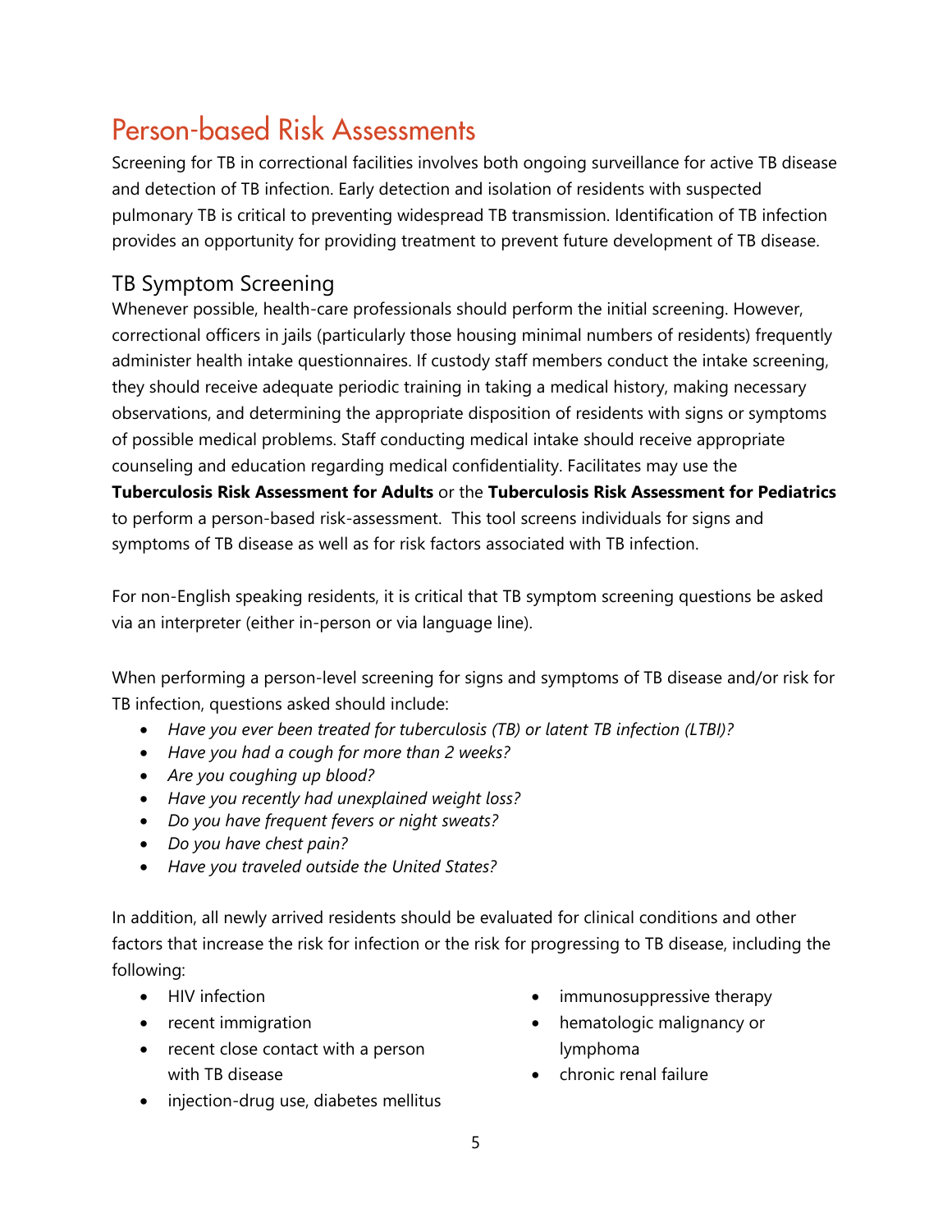# Person-based Risk Assessments

Screening for TB in correctional facilities involves both ongoing surveillance for active TB disease and detection of TB infection. Early detection and isolation of residents with suspected pulmonary TB is critical to preventing widespread TB transmission. Identification of TB infection provides an opportunity for providing treatment to prevent future development of TB disease.

## TB Symptom Screening

Whenever possible, health-care professionals should perform the initial screening. However, correctional officers in jails (particularly those housing minimal numbers of residents) frequently administer health intake questionnaires. If custody staff members conduct the intake screening, they should receive adequate periodic training in taking a medical history, making necessary observations, and determining the appropriate disposition of residents with signs or symptoms of possible medical problems. Staff conducting medical intake should receive appropriate counseling and education regarding medical confidentiality. Facilitates may use the **Tuberculosis Risk Assessment for Adults** or the **Tuberculosis Risk Assessment for Pediatrics** to perform a person-based risk-assessment. This tool screens individuals for signs and symptoms of TB disease as well as for risk factors associated with TB infection.

For non-English speaking residents, it is critical that TB symptom screening questions be asked via an interpreter (either in-person or via language line).

When performing a person-level screening for signs and symptoms of TB disease and/or risk for TB infection, questions asked should include:

- *Have you ever been treated for tuberculosis (TB) or latent TB infection (LTBI)?*
- *Have you had a cough for more than 2 weeks?*
- *Are you coughing up blood?*
- *Have you recently had unexplained weight loss?*
- *Do you have frequent fevers or night sweats?*
- *Do you have chest pain?*
- *Have you traveled outside the United States?*

In addition, all newly arrived residents should be evaluated for clinical conditions and other factors that increase the risk for infection or the risk for progressing to TB disease, including the following:

- HIV infection
- recent immigration
- recent close contact with a person with TB disease
- injection-drug use, diabetes mellitus
- immunosuppressive therapy
- hematologic malignancy or lymphoma
- chronic renal failure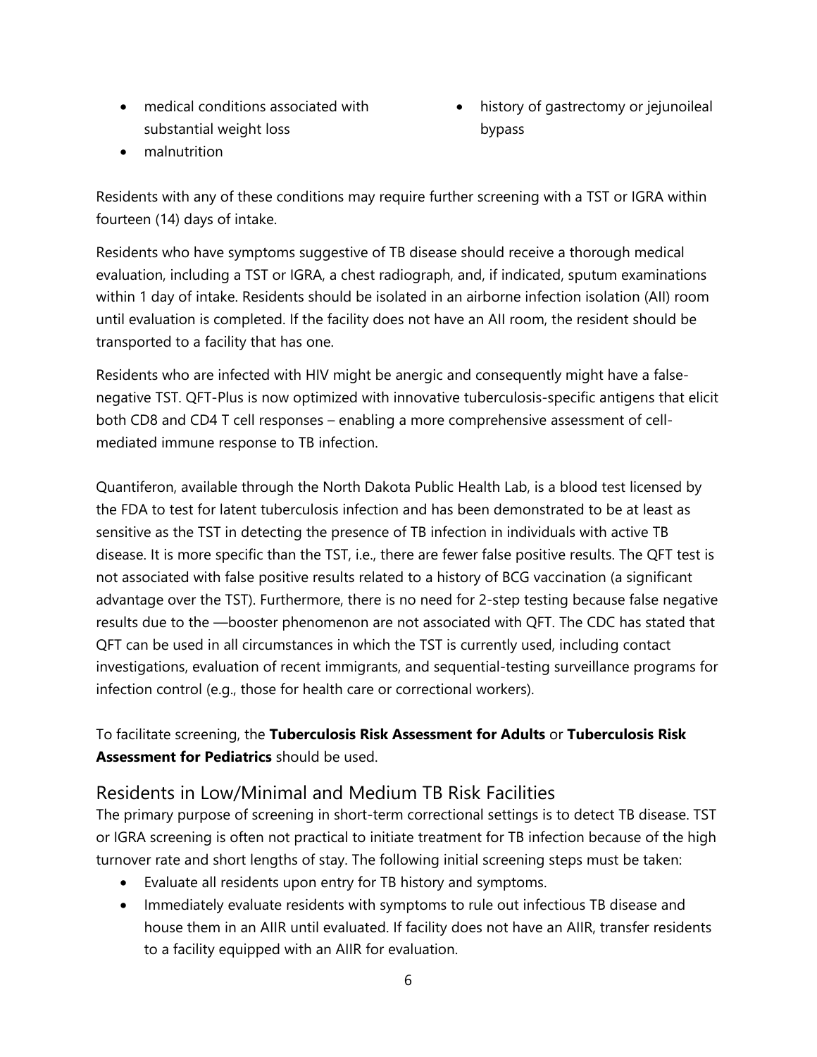- medical conditions associated with substantial weight loss
- malnutrition
- history of gastrectomy or jejunoileal bypass

Residents with any of these conditions may require further screening with a TST or IGRA within fourteen (14) days of intake.

Residents who have symptoms suggestive of TB disease should receive a thorough medical evaluation, including a TST or IGRA, a chest radiograph, and, if indicated, sputum examinations within 1 day of intake. Residents should be isolated in an airborne infection isolation (AII) room until evaluation is completed. If the facility does not have an AII room, the resident should be transported to a facility that has one.

Residents who are infected with HIV might be anergic and consequently might have a false-negative TST. QFT-Plus is now optimized with innovative tuberculosis-specific antigens that elicit both CD8 and CD4 T cell responses – enabling a more comprehensive assessment of cell-mediated immune response to TB infection.

Quantiferon, available through the North Dakota Public Health Lab, is a blood test licensed by the FDA to test for latent tuberculosis infection and has been demonstrated to be at least as sensitive as the TST in detecting the presence of TB infection in individuals with active TB disease. It is more specific than the TST, i.e., there are fewer false positive results. The QFT test is not associated with false positive results related to a history of BCG vaccination (a significant advantage over the TST). Furthermore, there is no need for 2-step testing because false negative results due to the ―booster phenomenon are not associated with QFT. The CDC has stated that QFT can be used in all circumstances in which the TST is currently used, including contact investigations, evaluation of recent immigrants, and sequential-testing surveillance programs for infection control (e.g., those for health care or correctional workers).

To facilitate screening, the **Tuberculosis Risk Assessment for Adults** or **Tuberculosis Risk Assessment for Pediatrics** should be used.

## Residents in Low/Minimal and Medium TB Risk Facilities

The primary purpose of screening in short-term correctional settings is to detect TB disease. TST or IGRA screening is often not practical to initiate treatment for TB infection because of the high turnover rate and short lengths of stay. The following initial screening steps must be taken:

- Evaluate all residents upon entry for TB history and symptoms.
- Immediately evaluate residents with symptoms to rule out infectious TB disease and house them in an AIIR until evaluated. If facility does not have an AIIR, transfer residents to a facility equipped with an AIIR for evaluation.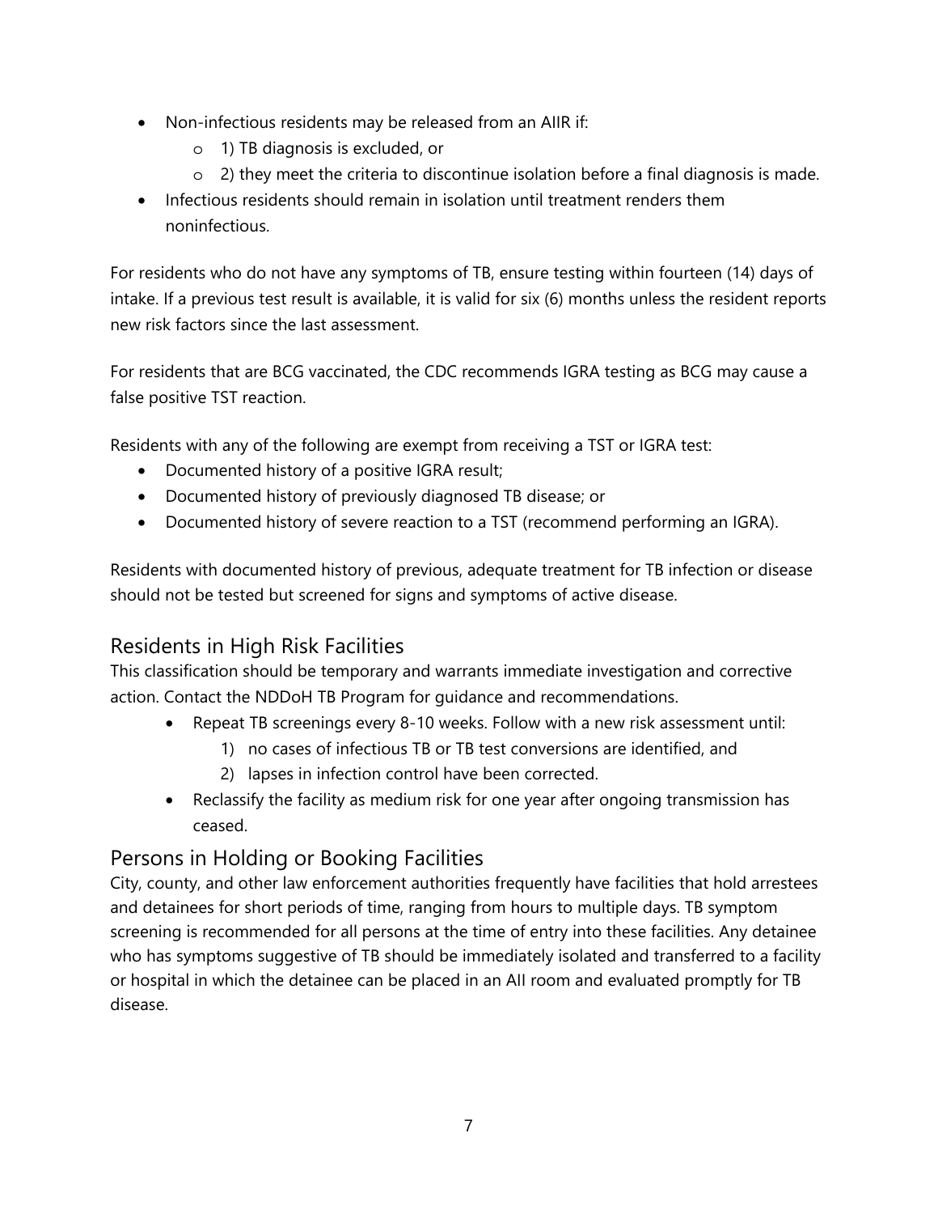- Non-infectious residents may be released from an AIIR if:
  - 1) TB diagnosis is excluded, or
  - 2) they meet the criteria to discontinue isolation before a final diagnosis is made.
- Infectious residents should remain in isolation until treatment renders them noninfectious.

For residents who do not have any symptoms of TB, ensure testing within fourteen (14) days of intake. If a previous test result is available, it is valid for six (6) months unless the resident reports new risk factors since the last assessment.

For residents that are BCG vaccinated, the CDC recommends IGRA testing as BCG may cause a false positive TST reaction.

Residents with any of the following are exempt from receiving a TST or IGRA test:

- Documented history of a positive IGRA result;
- Documented history of previously diagnosed TB disease; or
- Documented history of severe reaction to a TST (recommend performing an IGRA).

Residents with documented history of previous, adequate treatment for TB infection or disease should not be tested but screened for signs and symptoms of active disease.

## Residents in High Risk Facilities

This classification should be temporary and warrants immediate investigation and corrective action. Contact the NDDoH TB Program for guidance and recommendations.

- Repeat TB screenings every 8-10 weeks. Follow with a new risk assessment until:
  1) no cases of infectious TB or TB test conversions are identified, and
  2) lapses in infection control have been corrected.
- Reclassify the facility as medium risk for one year after ongoing transmission has ceased.

## Persons in Holding or Booking Facilities

City, county, and other law enforcement authorities frequently have facilities that hold arrestees and detainees for short periods of time, ranging from hours to multiple days. TB symptom screening is recommended for all persons at the time of entry into these facilities. Any detainee who has symptoms suggestive of TB should be immediately isolated and transferred to a facility or hospital in which the detainee can be placed in an AII room and evaluated promptly for TB disease.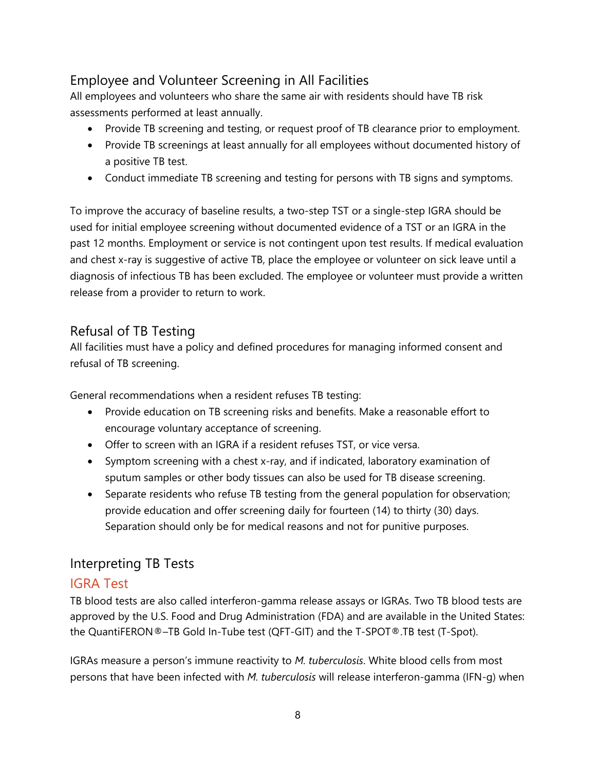## Employee and Volunteer Screening in All Facilities

All employees and volunteers who share the same air with residents should have TB risk assessments performed at least annually.

- Provide TB screening and testing, or request proof of TB clearance prior to employment.
- Provide TB screenings at least annually for all employees without documented history of a positive TB test.
- Conduct immediate TB screening and testing for persons with TB signs and symptoms.

To improve the accuracy of baseline results, a two-step TST or a single-step IGRA should be used for initial employee screening without documented evidence of a TST or an IGRA in the past 12 months. Employment or service is not contingent upon test results. If medical evaluation and chest x-ray is suggestive of active TB, place the employee or volunteer on sick leave until a diagnosis of infectious TB has been excluded. The employee or volunteer must provide a written release from a provider to return to work.

## Refusal of TB Testing

All facilities must have a policy and defined procedures for managing informed consent and refusal of TB screening.

General recommendations when a resident refuses TB testing:

- Provide education on TB screening risks and benefits. Make a reasonable effort to encourage voluntary acceptance of screening.
- Offer to screen with an IGRA if a resident refuses TST, or vice versa.
- Symptom screening with a chest x-ray, and if indicated, laboratory examination of sputum samples or other body tissues can also be used for TB disease screening.
- Separate residents who refuse TB testing from the general population for observation; provide education and offer screening daily for fourteen (14) to thirty (30) days. Separation should only be for medical reasons and not for punitive purposes.

## Interpreting TB Tests

### IGRA Test

TB blood tests are also called interferon-gamma release assays or IGRAs. Two TB blood tests are approved by the U.S. Food and Drug Administration (FDA) and are available in the United States: the QuantiFERON®–TB Gold In-Tube test (QFT-GIT) and the T-SPOT®.TB test (T-Spot).

IGRAs measure a person's immune reactivity to *M. tuberculosis*. White blood cells from most persons that have been infected with *M. tuberculosis* will release interferon-gamma (IFN-g) when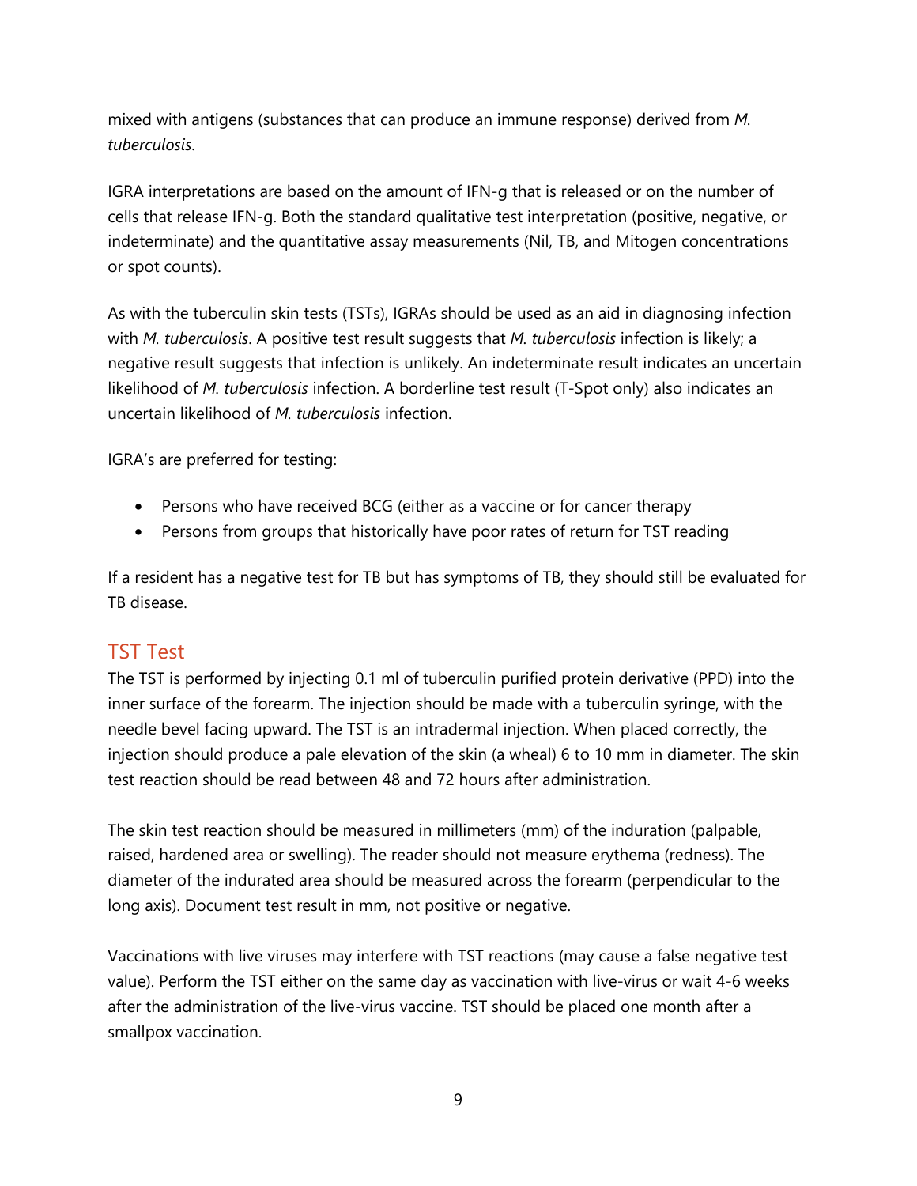mixed with antigens (substances that can produce an immune response) derived from *M. tuberculosis*.

IGRA interpretations are based on the amount of IFN-g that is released or on the number of cells that release IFN-g. Both the standard qualitative test interpretation (positive, negative, or indeterminate) and the quantitative assay measurements (Nil, TB, and Mitogen concentrations or spot counts).

As with the tuberculin skin tests (TSTs), IGRAs should be used as an aid in diagnosing infection with *M. tuberculosis*. A positive test result suggests that *M. tuberculosis* infection is likely; a negative result suggests that infection is unlikely. An indeterminate result indicates an uncertain likelihood of *M. tuberculosis* infection. A borderline test result (T-Spot only) also indicates an uncertain likelihood of *M. tuberculosis* infection.

IGRA's are preferred for testing:

- Persons who have received BCG (either as a vaccine or for cancer therapy
- Persons from groups that historically have poor rates of return for TST reading

If a resident has a negative test for TB but has symptoms of TB, they should still be evaluated for TB disease.

## TST Test

The TST is performed by injecting 0.1 ml of tuberculin purified protein derivative (PPD) into the inner surface of the forearm. The injection should be made with a tuberculin syringe, with the needle bevel facing upward. The TST is an intradermal injection. When placed correctly, the injection should produce a pale elevation of the skin (a wheal) 6 to 10 mm in diameter. The skin test reaction should be read between 48 and 72 hours after administration.

The skin test reaction should be measured in millimeters (mm) of the induration (palpable, raised, hardened area or swelling). The reader should not measure erythema (redness). The diameter of the indurated area should be measured across the forearm (perpendicular to the long axis). Document test result in mm, not positive or negative.

Vaccinations with live viruses may interfere with TST reactions (may cause a false negative test value). Perform the TST either on the same day as vaccination with live-virus or wait 4-6 weeks after the administration of the live-virus vaccine. TST should be placed one month after a smallpox vaccination.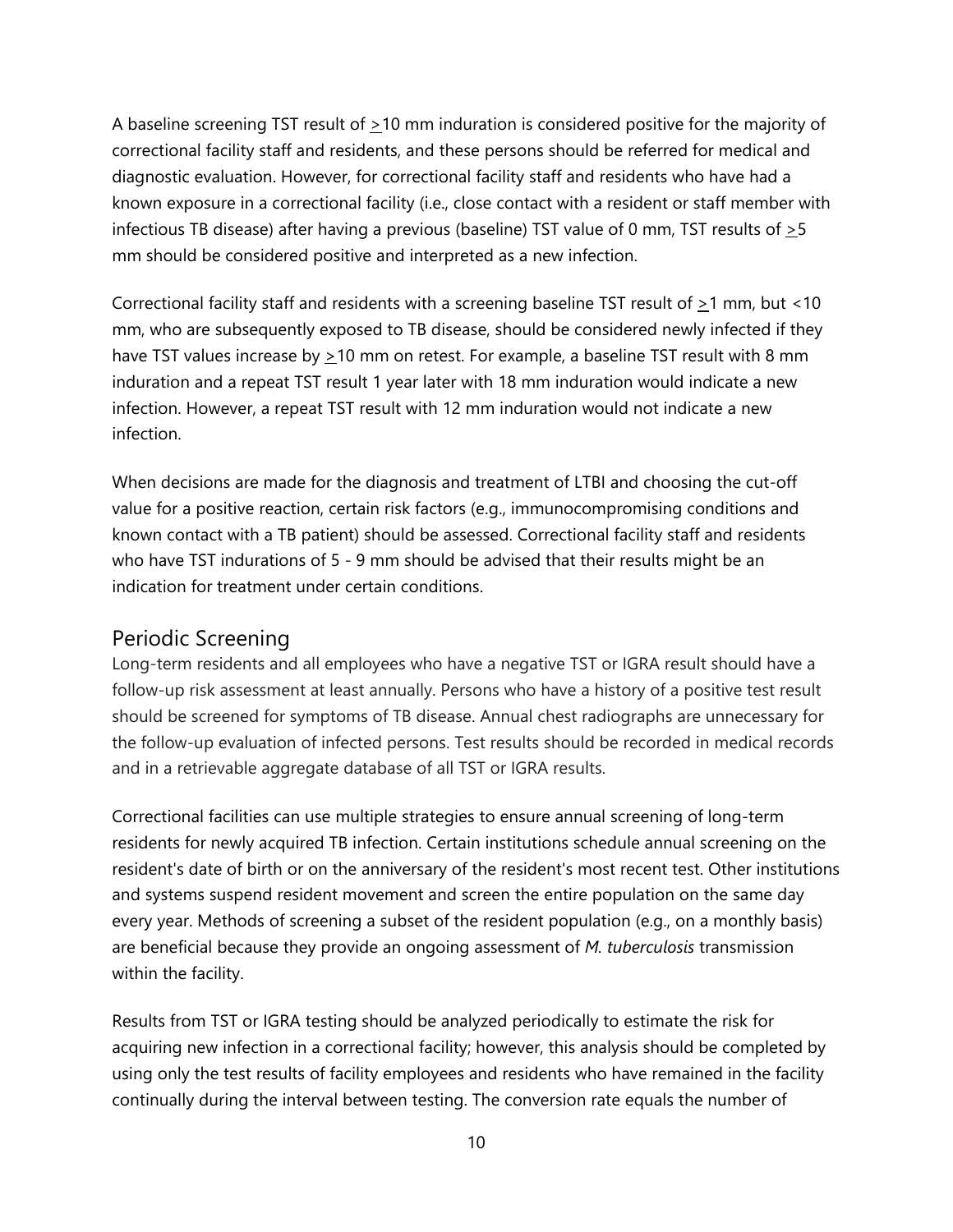A baseline screening TST result of ≥10 mm induration is considered positive for the majority of correctional facility staff and residents, and these persons should be referred for medical and diagnostic evaluation. However, for correctional facility staff and residents who have had a known exposure in a correctional facility (i.e., close contact with a resident or staff member with infectious TB disease) after having a previous (baseline) TST value of 0 mm, TST results of ≥5 mm should be considered positive and interpreted as a new infection.

Correctional facility staff and residents with a screening baseline TST result of ≥1 mm, but <10 mm, who are subsequently exposed to TB disease, should be considered newly infected if they have TST values increase by ≥10 mm on retest. For example, a baseline TST result with 8 mm induration and a repeat TST result 1 year later with 18 mm induration would indicate a new infection. However, a repeat TST result with 12 mm induration would not indicate a new infection.

When decisions are made for the diagnosis and treatment of LTBI and choosing the cut-off value for a positive reaction, certain risk factors (e.g., immunocompromising conditions and known contact with a TB patient) should be assessed. Correctional facility staff and residents who have TST indurations of 5 - 9 mm should be advised that their results might be an indication for treatment under certain conditions.

## Periodic Screening

Long-term residents and all employees who have a negative TST or IGRA result should have a follow-up risk assessment at least annually. Persons who have a history of a positive test result should be screened for symptoms of TB disease. Annual chest radiographs are unnecessary for the follow-up evaluation of infected persons. Test results should be recorded in medical records and in a retrievable aggregate database of all TST or IGRA results.

Correctional facilities can use multiple strategies to ensure annual screening of long-term residents for newly acquired TB infection. Certain institutions schedule annual screening on the resident's date of birth or on the anniversary of the resident's most recent test. Other institutions and systems suspend resident movement and screen the entire population on the same day every year. Methods of screening a subset of the resident population (e.g., on a monthly basis) are beneficial because they provide an ongoing assessment of *M. tuberculosis* transmission within the facility.

Results from TST or IGRA testing should be analyzed periodically to estimate the risk for acquiring new infection in a correctional facility; however, this analysis should be completed by using only the test results of facility employees and residents who have remained in the facility continually during the interval between testing. The conversion rate equals the number of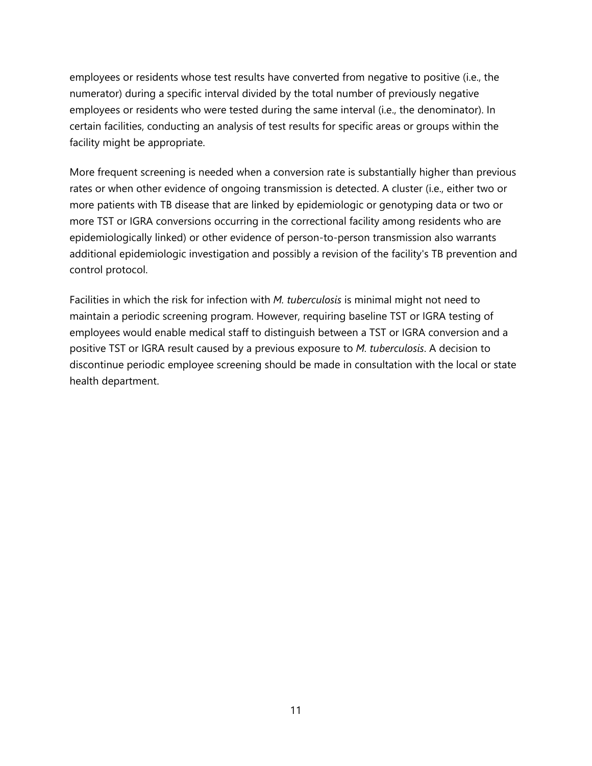employees or residents whose test results have converted from negative to positive (i.e., the numerator) during a specific interval divided by the total number of previously negative employees or residents who were tested during the same interval (i.e., the denominator). In certain facilities, conducting an analysis of test results for specific areas or groups within the facility might be appropriate.

More frequent screening is needed when a conversion rate is substantially higher than previous rates or when other evidence of ongoing transmission is detected. A cluster (i.e., either two or more patients with TB disease that are linked by epidemiologic or genotyping data or two or more TST or IGRA conversions occurring in the correctional facility among residents who are epidemiologically linked) or other evidence of person-to-person transmission also warrants additional epidemiologic investigation and possibly a revision of the facility's TB prevention and control protocol.

Facilities in which the risk for infection with *M. tuberculosis* is minimal might not need to maintain a periodic screening program. However, requiring baseline TST or IGRA testing of employees would enable medical staff to distinguish between a TST or IGRA conversion and a positive TST or IGRA result caused by a previous exposure to *M. tuberculosis*. A decision to discontinue periodic employee screening should be made in consultation with the local or state health department.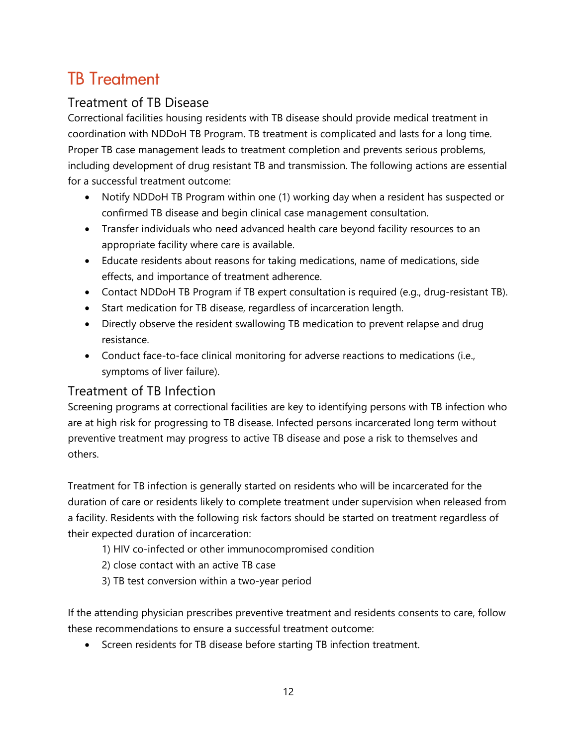# TB Treatment

## Treatment of TB Disease

Correctional facilities housing residents with TB disease should provide medical treatment in coordination with NDDoH TB Program. TB treatment is complicated and lasts for a long time. Proper TB case management leads to treatment completion and prevents serious problems, including development of drug resistant TB and transmission. The following actions are essential for a successful treatment outcome:

- Notify NDDoH TB Program within one (1) working day when a resident has suspected or confirmed TB disease and begin clinical case management consultation.
- Transfer individuals who need advanced health care beyond facility resources to an appropriate facility where care is available.
- Educate residents about reasons for taking medications, name of medications, side effects, and importance of treatment adherence.
- Contact NDDoH TB Program if TB expert consultation is required (e.g., drug-resistant TB).
- Start medication for TB disease, regardless of incarceration length.
- Directly observe the resident swallowing TB medication to prevent relapse and drug resistance.
- Conduct face-to-face clinical monitoring for adverse reactions to medications (i.e., symptoms of liver failure).

## Treatment of TB Infection

Screening programs at correctional facilities are key to identifying persons with TB infection who are at high risk for progressing to TB disease. Infected persons incarcerated long term without preventive treatment may progress to active TB disease and pose a risk to themselves and others.

Treatment for TB infection is generally started on residents who will be incarcerated for the duration of care or residents likely to complete treatment under supervision when released from a facility. Residents with the following risk factors should be started on treatment regardless of their expected duration of incarceration:

1) HIV co-infected or other immunocompromised condition
2) close contact with an active TB case
3) TB test conversion within a two-year period

If the attending physician prescribes preventive treatment and residents consents to care, follow these recommendations to ensure a successful treatment outcome:

- Screen residents for TB disease before starting TB infection treatment.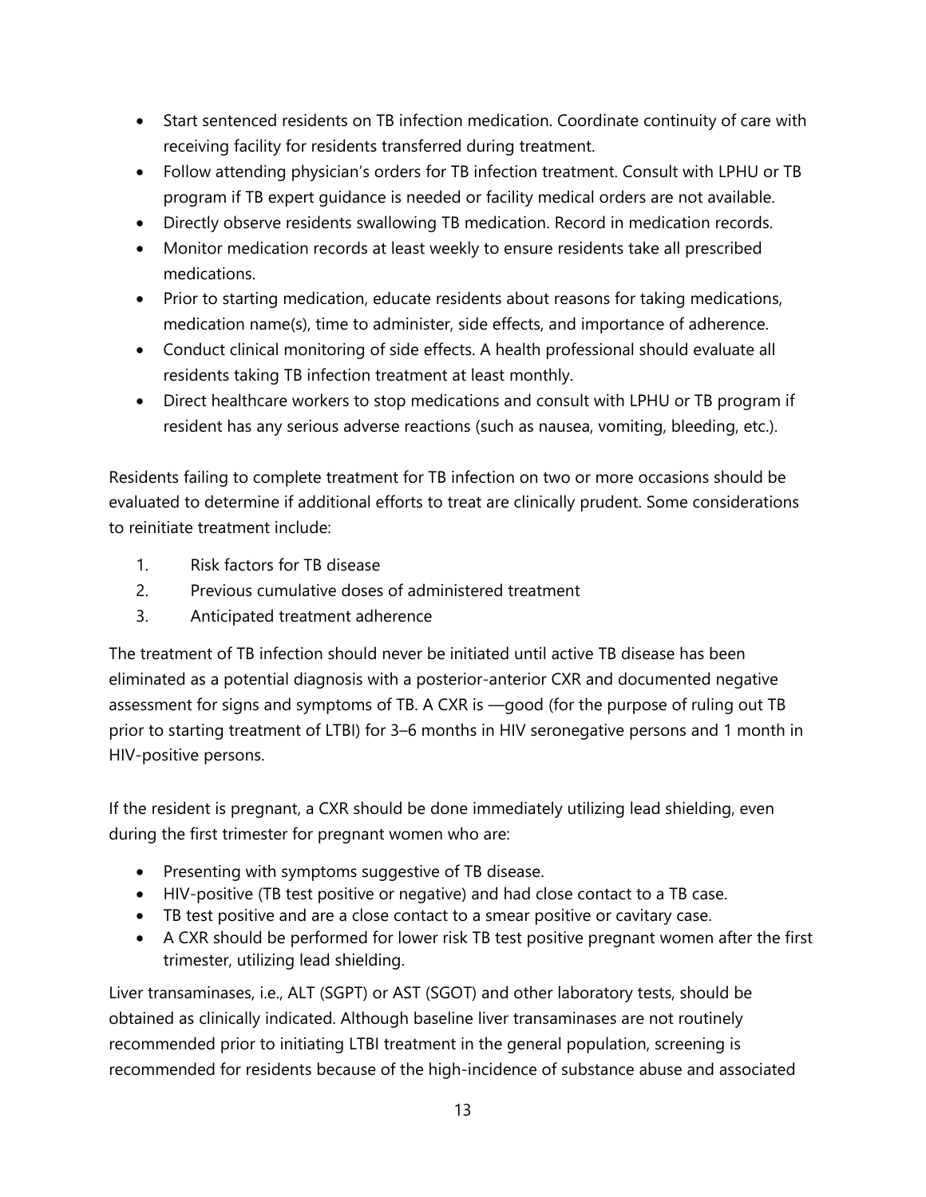- Start sentenced residents on TB infection medication. Coordinate continuity of care with receiving facility for residents transferred during treatment.
- Follow attending physician's orders for TB infection treatment. Consult with LPHU or TB program if TB expert guidance is needed or facility medical orders are not available.
- Directly observe residents swallowing TB medication. Record in medication records.
- Monitor medication records at least weekly to ensure residents take all prescribed medications.
- Prior to starting medication, educate residents about reasons for taking medications, medication name(s), time to administer, side effects, and importance of adherence.
- Conduct clinical monitoring of side effects. A health professional should evaluate all residents taking TB infection treatment at least monthly.
- Direct healthcare workers to stop medications and consult with LPHU or TB program if resident has any serious adverse reactions (such as nausea, vomiting, bleeding, etc.).

Residents failing to complete treatment for TB infection on two or more occasions should be evaluated to determine if additional efforts to treat are clinically prudent. Some considerations to reinitiate treatment include:

1. Risk factors for TB disease
2. Previous cumulative doses of administered treatment
3. Anticipated treatment adherence

The treatment of TB infection should never be initiated until active TB disease has been eliminated as a potential diagnosis with a posterior-anterior CXR and documented negative assessment for signs and symptoms of TB. A CXR is —good (for the purpose of ruling out TB prior to starting treatment of LTBI) for 3–6 months in HIV seronegative persons and 1 month in HIV-positive persons.

If the resident is pregnant, a CXR should be done immediately utilizing lead shielding, even during the first trimester for pregnant women who are:

- Presenting with symptoms suggestive of TB disease.
- HIV-positive (TB test positive or negative) and had close contact to a TB case.
- TB test positive and are a close contact to a smear positive or cavitary case.
- A CXR should be performed for lower risk TB test positive pregnant women after the first trimester, utilizing lead shielding.

Liver transaminases, i.e., ALT (SGPT) or AST (SGOT) and other laboratory tests, should be obtained as clinically indicated. Although baseline liver transaminases are not routinely recommended prior to initiating LTBI treatment in the general population, screening is recommended for residents because of the high-incidence of substance abuse and associated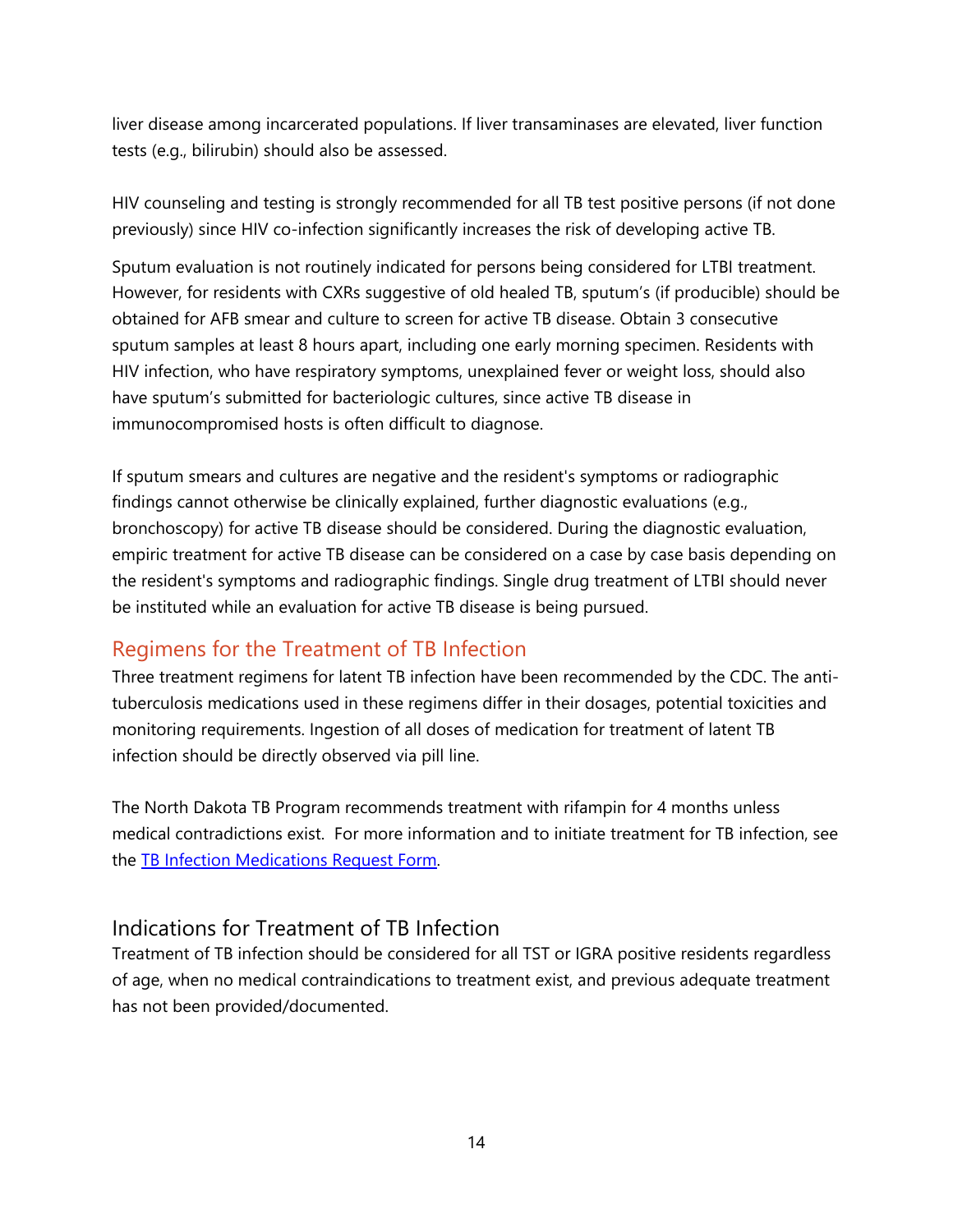liver disease among incarcerated populations. If liver transaminases are elevated, liver function tests (e.g., bilirubin) should also be assessed.

HIV counseling and testing is strongly recommended for all TB test positive persons (if not done previously) since HIV co-infection significantly increases the risk of developing active TB.

Sputum evaluation is not routinely indicated for persons being considered for LTBI treatment. However, for residents with CXRs suggestive of old healed TB, sputum's (if producible) should be obtained for AFB smear and culture to screen for active TB disease. Obtain 3 consecutive sputum samples at least 8 hours apart, including one early morning specimen. Residents with HIV infection, who have respiratory symptoms, unexplained fever or weight loss, should also have sputum's submitted for bacteriologic cultures, since active TB disease in immunocompromised hosts is often difficult to diagnose.

If sputum smears and cultures are negative and the resident's symptoms or radiographic findings cannot otherwise be clinically explained, further diagnostic evaluations (e.g., bronchoscopy) for active TB disease should be considered. During the diagnostic evaluation, empiric treatment for active TB disease can be considered on a case by case basis depending on the resident's symptoms and radiographic findings. Single drug treatment of LTBI should never be instituted while an evaluation for active TB disease is being pursued.

## Regimens for the Treatment of TB Infection

Three treatment regimens for latent TB infection have been recommended by the CDC. The anti-tuberculosis medications used in these regimens differ in their dosages, potential toxicities and monitoring requirements. Ingestion of all doses of medication for treatment of latent TB infection should be directly observed via pill line.

The North Dakota TB Program recommends treatment with rifampin for 4 months unless medical contradictions exist. For more information and to initiate treatment for TB infection, see the [TB Infection Medications Request Form](#).

## Indications for Treatment of TB Infection

Treatment of TB infection should be considered for all TST or IGRA positive residents regardless of age, when no medical contraindications to treatment exist, and previous adequate treatment has not been provided/documented.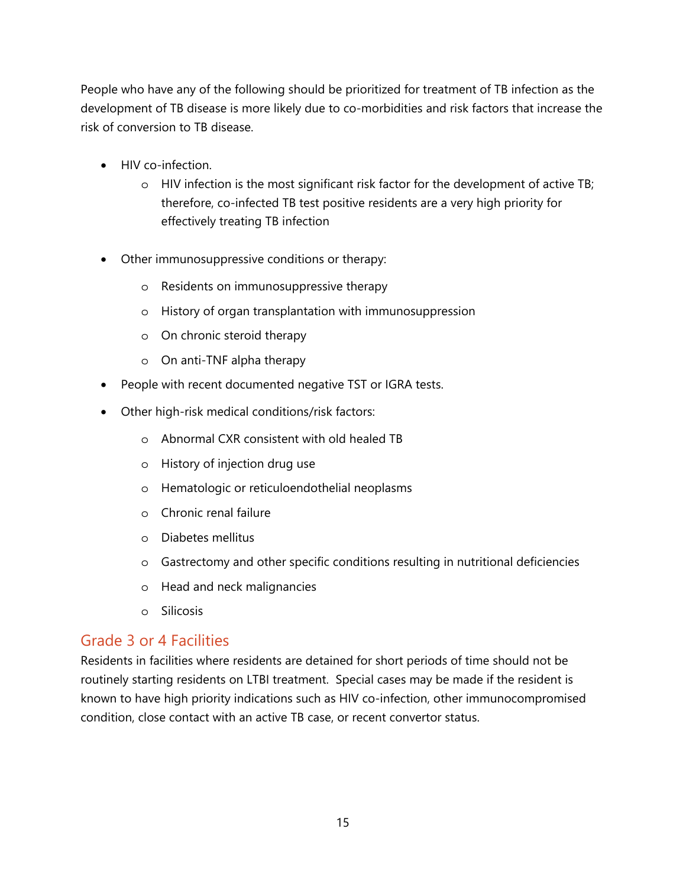People who have any of the following should be prioritized for treatment of TB infection as the development of TB disease is more likely due to co-morbidities and risk factors that increase the risk of conversion to TB disease.

- HIV co-infection.
  - HIV infection is the most significant risk factor for the development of active TB; therefore, co-infected TB test positive residents are a very high priority for effectively treating TB infection
- Other immunosuppressive conditions or therapy:
  - Residents on immunosuppressive therapy
  - History of organ transplantation with immunosuppression
  - On chronic steroid therapy
  - On anti-TNF alpha therapy
- People with recent documented negative TST or IGRA tests.
- Other high-risk medical conditions/risk factors:
  - Abnormal CXR consistent with old healed TB
  - History of injection drug use
  - Hematologic or reticuloendothelial neoplasms
  - Chronic renal failure
  - Diabetes mellitus
  - Gastrectomy and other specific conditions resulting in nutritional deficiencies
  - Head and neck malignancies
  - Silicosis

## Grade 3 or 4 Facilities

Residents in facilities where residents are detained for short periods of time should not be routinely starting residents on LTBI treatment. Special cases may be made if the resident is known to have high priority indications such as HIV co-infection, other immunocompromised condition, close contact with an active TB case, or recent convertor status.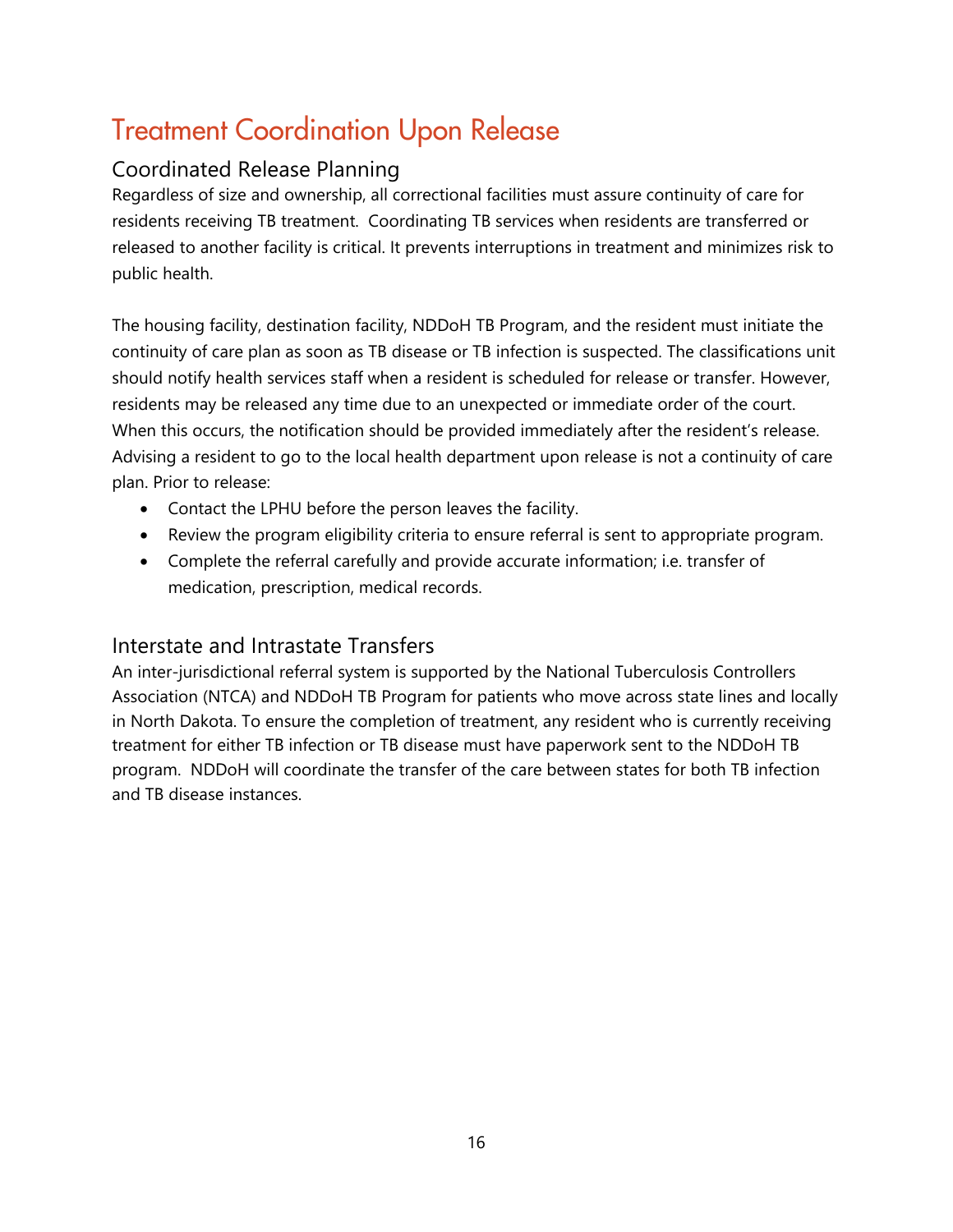# Treatment Coordination Upon Release

## Coordinated Release Planning

Regardless of size and ownership, all correctional facilities must assure continuity of care for residents receiving TB treatment. Coordinating TB services when residents are transferred or released to another facility is critical. It prevents interruptions in treatment and minimizes risk to public health.

The housing facility, destination facility, NDDoH TB Program, and the resident must initiate the continuity of care plan as soon as TB disease or TB infection is suspected. The classifications unit should notify health services staff when a resident is scheduled for release or transfer. However, residents may be released any time due to an unexpected or immediate order of the court. When this occurs, the notification should be provided immediately after the resident's release. Advising a resident to go to the local health department upon release is not a continuity of care plan. Prior to release:

- Contact the LPHU before the person leaves the facility.
- Review the program eligibility criteria to ensure referral is sent to appropriate program.
- Complete the referral carefully and provide accurate information; i.e. transfer of medication, prescription, medical records.

## Interstate and Intrastate Transfers

An inter-jurisdictional referral system is supported by the National Tuberculosis Controllers Association (NTCA) and NDDoH TB Program for patients who move across state lines and locally in North Dakota. To ensure the completion of treatment, any resident who is currently receiving treatment for either TB infection or TB disease must have paperwork sent to the NDDoH TB program. NDDoH will coordinate the transfer of the care between states for both TB infection and TB disease instances.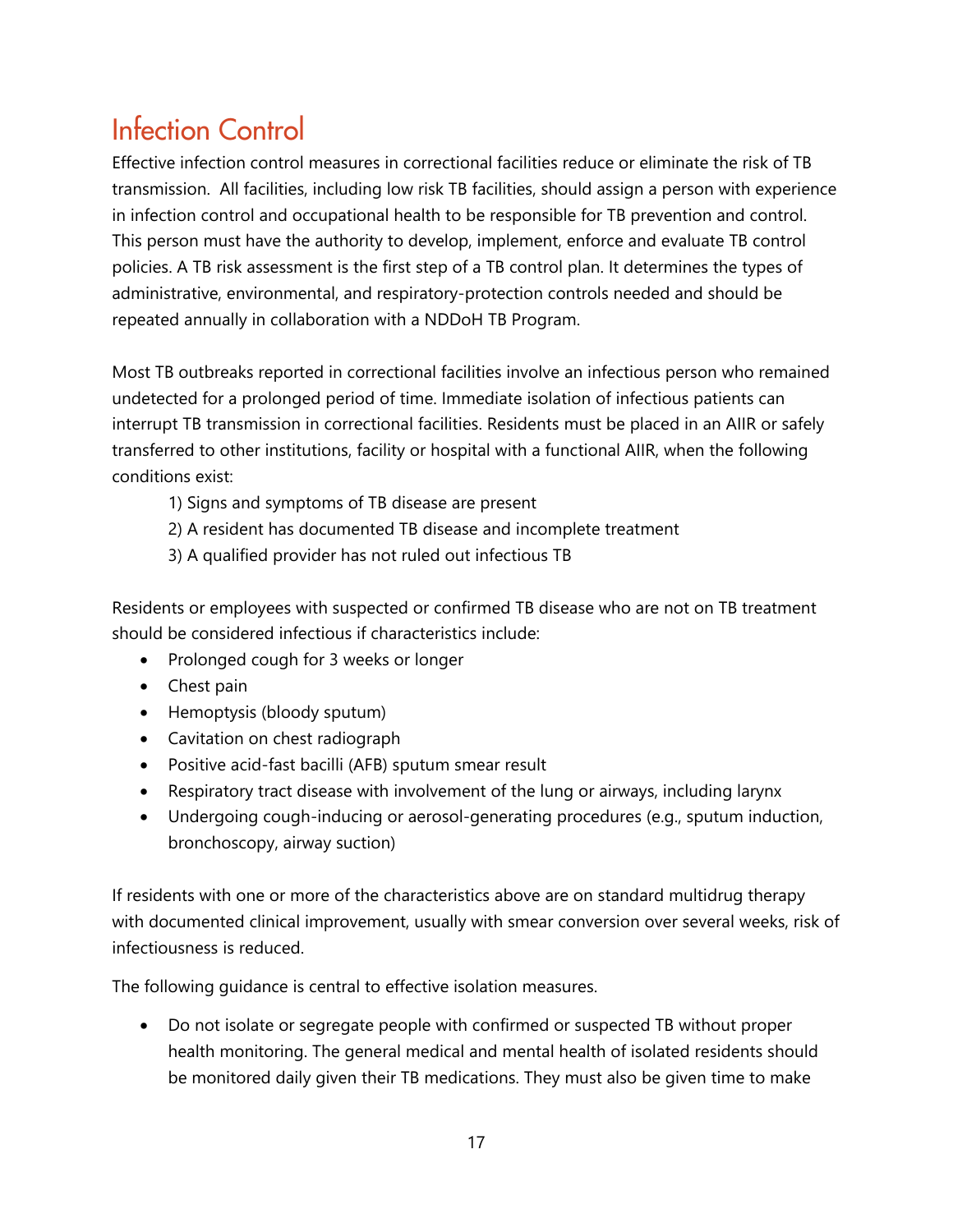# Infection Control

Effective infection control measures in correctional facilities reduce or eliminate the risk of TB transmission. All facilities, including low risk TB facilities, should assign a person with experience in infection control and occupational health to be responsible for TB prevention and control. This person must have the authority to develop, implement, enforce and evaluate TB control policies. A TB risk assessment is the first step of a TB control plan. It determines the types of administrative, environmental, and respiratory-protection controls needed and should be repeated annually in collaboration with a NDDoH TB Program.

Most TB outbreaks reported in correctional facilities involve an infectious person who remained undetected for a prolonged period of time. Immediate isolation of infectious patients can interrupt TB transmission in correctional facilities. Residents must be placed in an AIIR or safely transferred to other institutions, facility or hospital with a functional AIIR, when the following conditions exist:

1) Signs and symptoms of TB disease are present
2) A resident has documented TB disease and incomplete treatment
3) A qualified provider has not ruled out infectious TB

Residents or employees with suspected or confirmed TB disease who are not on TB treatment should be considered infectious if characteristics include:

- Prolonged cough for 3 weeks or longer
- Chest pain
- Hemoptysis (bloody sputum)
- Cavitation on chest radiograph
- Positive acid-fast bacilli (AFB) sputum smear result
- Respiratory tract disease with involvement of the lung or airways, including larynx
- Undergoing cough-inducing or aerosol-generating procedures (e.g., sputum induction, bronchoscopy, airway suction)

If residents with one or more of the characteristics above are on standard multidrug therapy with documented clinical improvement, usually with smear conversion over several weeks, risk of infectiousness is reduced.

The following guidance is central to effective isolation measures.

- Do not isolate or segregate people with confirmed or suspected TB without proper health monitoring. The general medical and mental health of isolated residents should be monitored daily given their TB medications. They must also be given time to make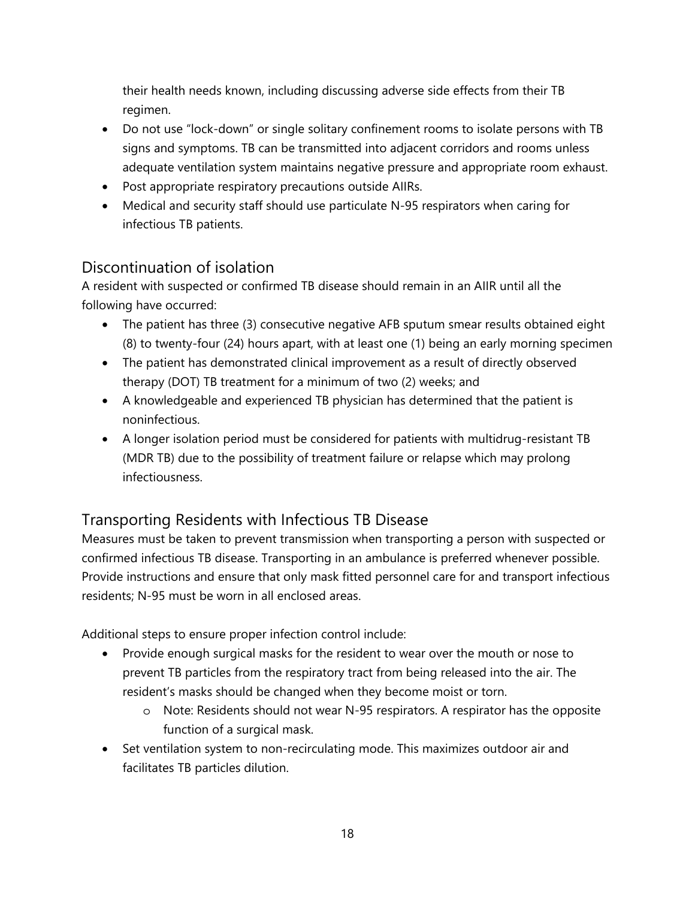their health needs known, including discussing adverse side effects from their TB regimen.

- Do not use "lock-down" or single solitary confinement rooms to isolate persons with TB signs and symptoms. TB can be transmitted into adjacent corridors and rooms unless adequate ventilation system maintains negative pressure and appropriate room exhaust.
- Post appropriate respiratory precautions outside AIIRs.
- Medical and security staff should use particulate N-95 respirators when caring for infectious TB patients.

## Discontinuation of isolation

A resident with suspected or confirmed TB disease should remain in an AIIR until all the following have occurred:

- The patient has three (3) consecutive negative AFB sputum smear results obtained eight (8) to twenty-four (24) hours apart, with at least one (1) being an early morning specimen
- The patient has demonstrated clinical improvement as a result of directly observed therapy (DOT) TB treatment for a minimum of two (2) weeks; and
- A knowledgeable and experienced TB physician has determined that the patient is noninfectious.
- A longer isolation period must be considered for patients with multidrug-resistant TB (MDR TB) due to the possibility of treatment failure or relapse which may prolong infectiousness.

## Transporting Residents with Infectious TB Disease

Measures must be taken to prevent transmission when transporting a person with suspected or confirmed infectious TB disease. Transporting in an ambulance is preferred whenever possible. Provide instructions and ensure that only mask fitted personnel care for and transport infectious residents; N-95 must be worn in all enclosed areas.

Additional steps to ensure proper infection control include:

- Provide enough surgical masks for the resident to wear over the mouth or nose to prevent TB particles from the respiratory tract from being released into the air. The resident's masks should be changed when they become moist or torn.
  - Note: Residents should not wear N-95 respirators. A respirator has the opposite function of a surgical mask.
- Set ventilation system to non-recirculating mode. This maximizes outdoor air and facilitates TB particles dilution.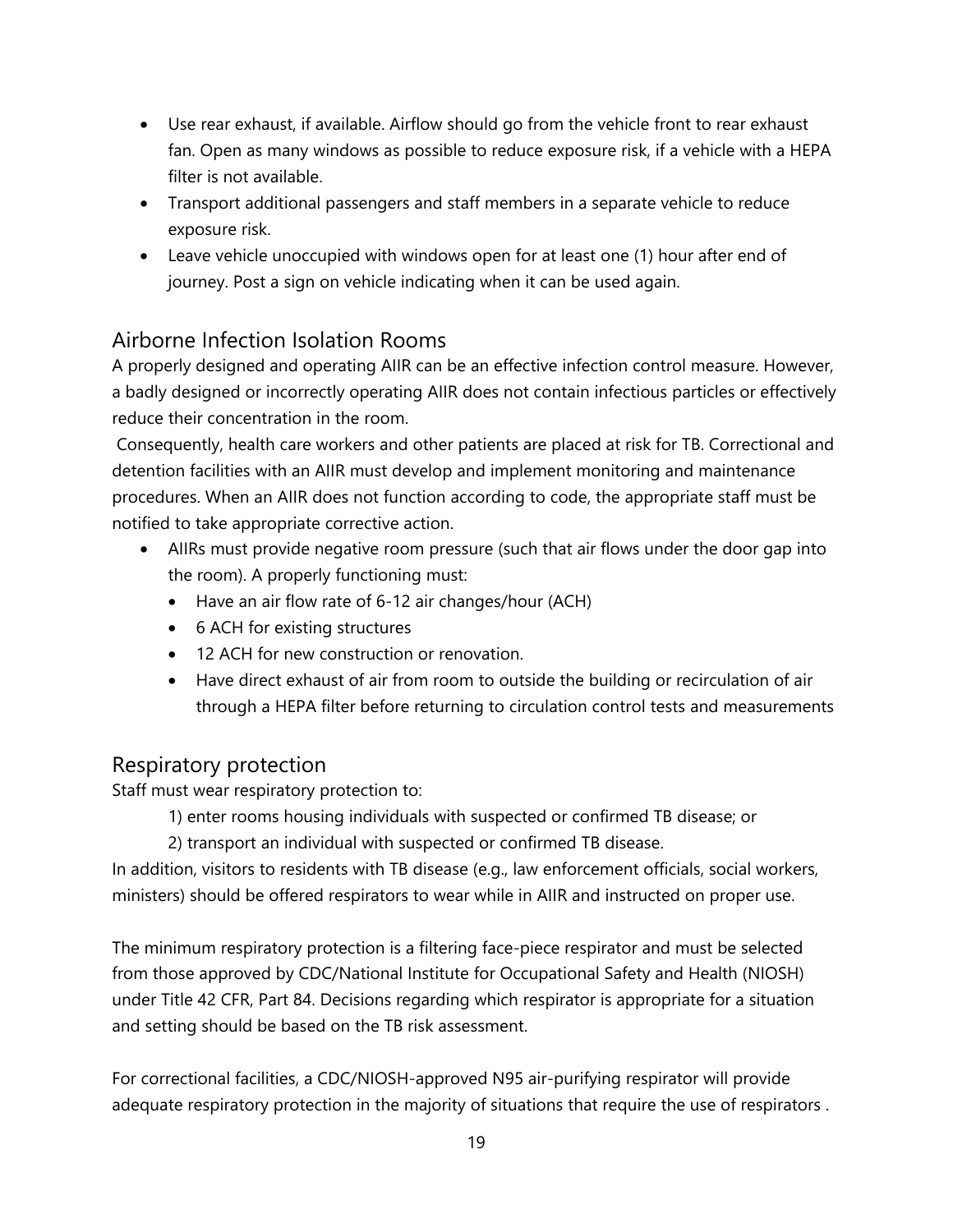- Use rear exhaust, if available. Airflow should go from the vehicle front to rear exhaust fan. Open as many windows as possible to reduce exposure risk, if a vehicle with a HEPA filter is not available.
- Transport additional passengers and staff members in a separate vehicle to reduce exposure risk.
- Leave vehicle unoccupied with windows open for at least one (1) hour after end of journey. Post a sign on vehicle indicating when it can be used again.

## Airborne Infection Isolation Rooms

A properly designed and operating AIIR can be an effective infection control measure. However, a badly designed or incorrectly operating AIIR does not contain infectious particles or effectively reduce their concentration in the room.

Consequently, health care workers and other patients are placed at risk for TB. Correctional and detention facilities with an AIIR must develop and implement monitoring and maintenance procedures. When an AIIR does not function according to code, the appropriate staff must be notified to take appropriate corrective action.

- AIIRs must provide negative room pressure (such that air flows under the door gap into the room). A properly functioning must:
  - Have an air flow rate of 6-12 air changes/hour (ACH)
  - 6 ACH for existing structures
  - 12 ACH for new construction or renovation.
  - Have direct exhaust of air from room to outside the building or recirculation of air through a HEPA filter before returning to circulation control tests and measurements

## Respiratory protection

Staff must wear respiratory protection to:

1) enter rooms housing individuals with suspected or confirmed TB disease; or
2) transport an individual with suspected or confirmed TB disease.

In addition, visitors to residents with TB disease (e.g., law enforcement officials, social workers, ministers) should be offered respirators to wear while in AIIR and instructed on proper use.

The minimum respiratory protection is a filtering face-piece respirator and must be selected from those approved by CDC/National Institute for Occupational Safety and Health (NIOSH) under Title 42 CFR, Part 84. Decisions regarding which respirator is appropriate for a situation and setting should be based on the TB risk assessment.

For correctional facilities, a CDC/NIOSH-approved N95 air-purifying respirator will provide adequate respiratory protection in the majority of situations that require the use of respirators .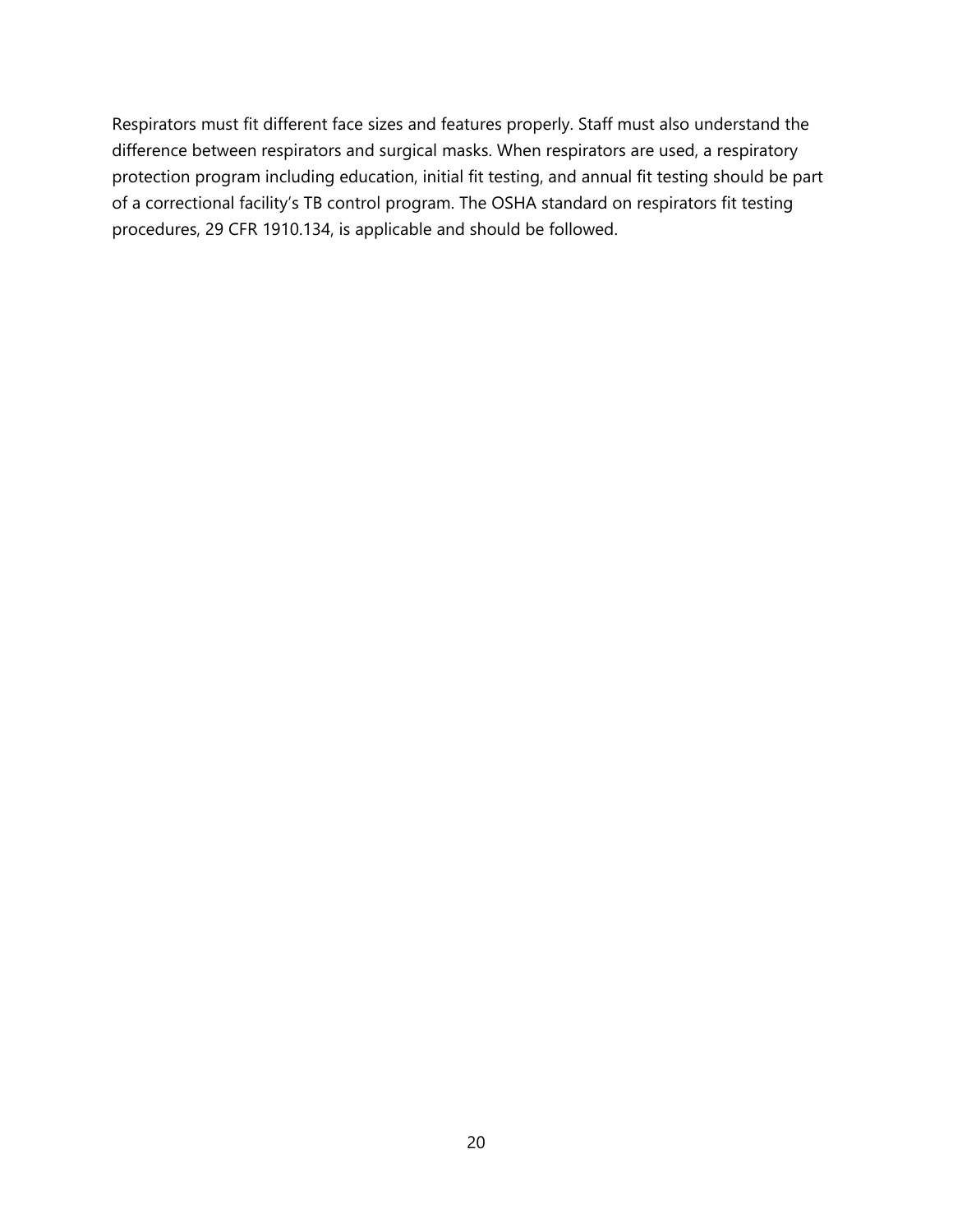Respirators must fit different face sizes and features properly. Staff must also understand the difference between respirators and surgical masks. When respirators are used, a respiratory protection program including education, initial fit testing, and annual fit testing should be part of a correctional facility's TB control program. The OSHA standard on respirators fit testing procedures, 29 CFR 1910.134, is applicable and should be followed.